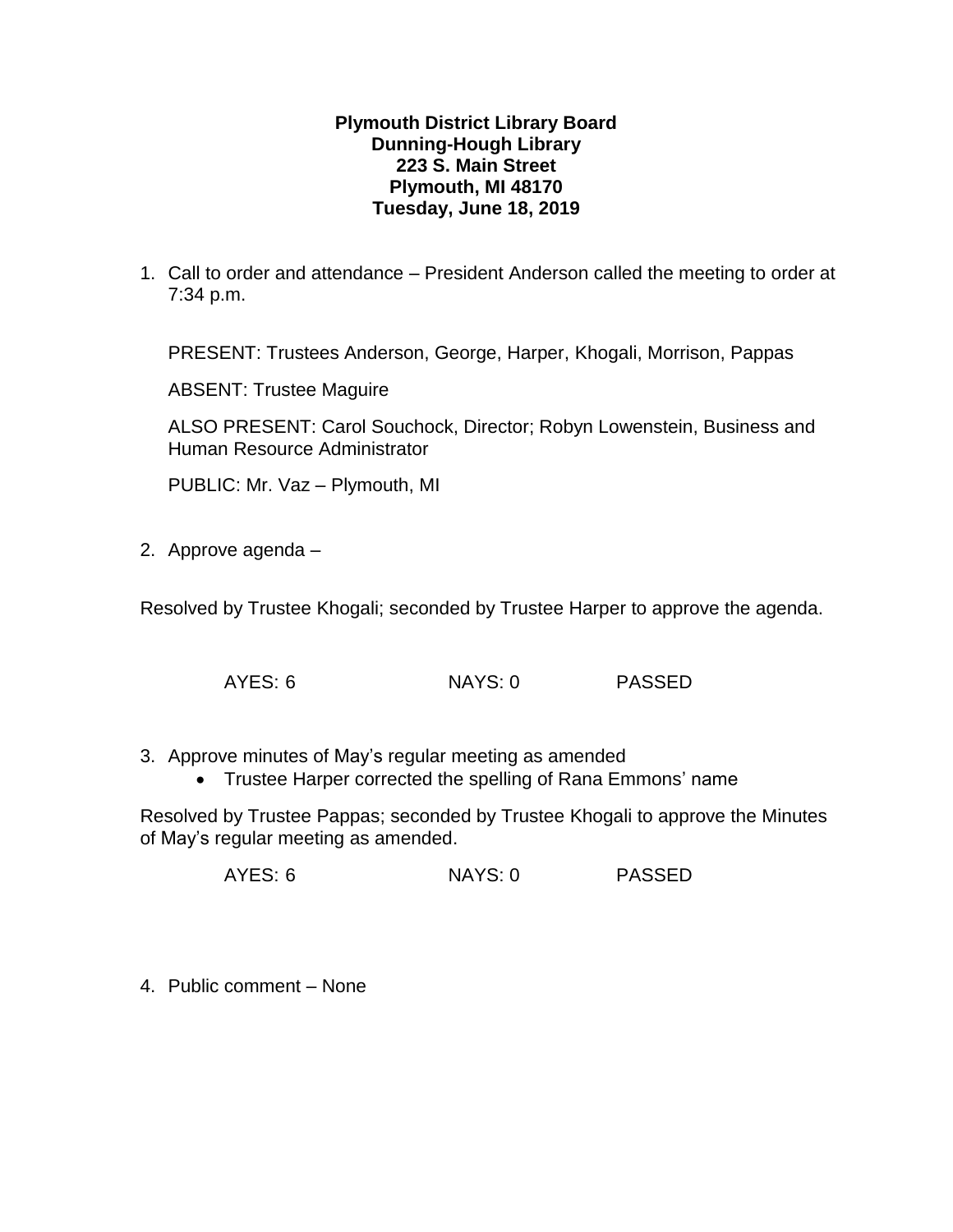**Plymouth District Library Board**
**Dunning-Hough Library**
**223 S. Main Street**
**Plymouth, MI 48170**
**Tuesday, June 18, 2019**

1. Call to order and attendance – President Anderson called the meeting to order at 7:34 p.m.

   PRESENT: Trustees Anderson, George, Harper, Khogali, Morrison, Pappas

   ABSENT: Trustee Maguire

   ALSO PRESENT: Carol Souchock, Director; Robyn Lowenstein, Business and Human Resource Administrator

   PUBLIC: Mr. Vaz – Plymouth, MI

2. Approve agenda –

Resolved by Trustee Khogali; seconded by Trustee Harper to approve the agenda.

AYES: 6 NAYS: 0 PASSED

3. Approve minutes of May's regular meeting as amended
   - Trustee Harper corrected the spelling of Rana Emmons' name

Resolved by Trustee Pappas; seconded by Trustee Khogali to approve the Minutes of May's regular meeting as amended.

AYES: 6 NAYS: 0 PASSED

4. Public comment – None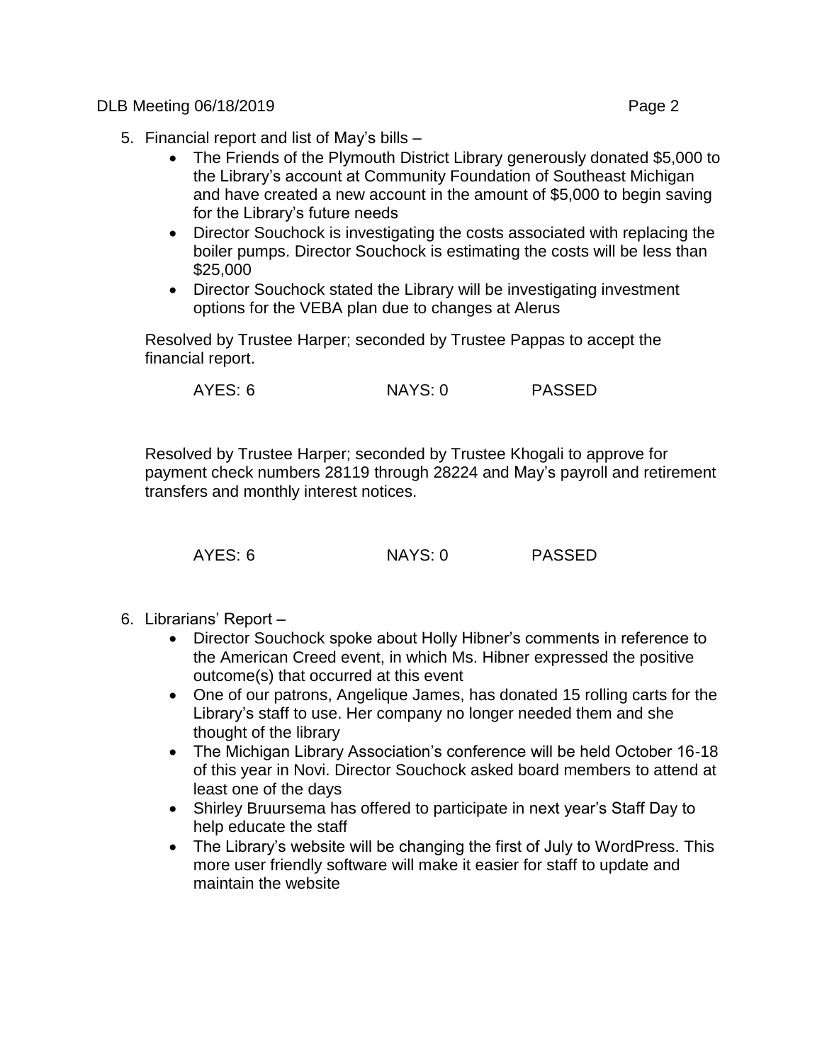5. Financial report and list of May's bills –
   - The Friends of the Plymouth District Library generously donated $5,000 to the Library's account at Community Foundation of Southeast Michigan and have created a new account in the amount of $5,000 to begin saving for the Library's future needs
   - Director Souchock is investigating the costs associated with replacing the boiler pumps. Director Souchock is estimating the costs will be less than $25,000
   - Director Souchock stated the Library will be investigating investment options for the VEBA plan due to changes at Alerus

   Resolved by Trustee Harper; seconded by Trustee Pappas to accept the financial report.

   AYES: 6 NAYS: 0 PASSED

   Resolved by Trustee Harper; seconded by Trustee Khogali to approve for payment check numbers 28119 through 28224 and May's payroll and retirement transfers and monthly interest notices.

   AYES: 6 NAYS: 0 PASSED

6. Librarians' Report –
   - Director Souchock spoke about Holly Hibner's comments in reference to the American Creed event, in which Ms. Hibner expressed the positive outcome(s) that occurred at this event
   - One of our patrons, Angelique James, has donated 15 rolling carts for the Library's staff to use. Her company no longer needed them and she thought of the library
   - The Michigan Library Association's conference will be held October 16-18 of this year in Novi. Director Souchock asked board members to attend at least one of the days
   - Shirley Bruursema has offered to participate in next year's Staff Day to help educate the staff
   - The Library's website will be changing the first of July to WordPress. This more user friendly software will make it easier for staff to update and maintain the website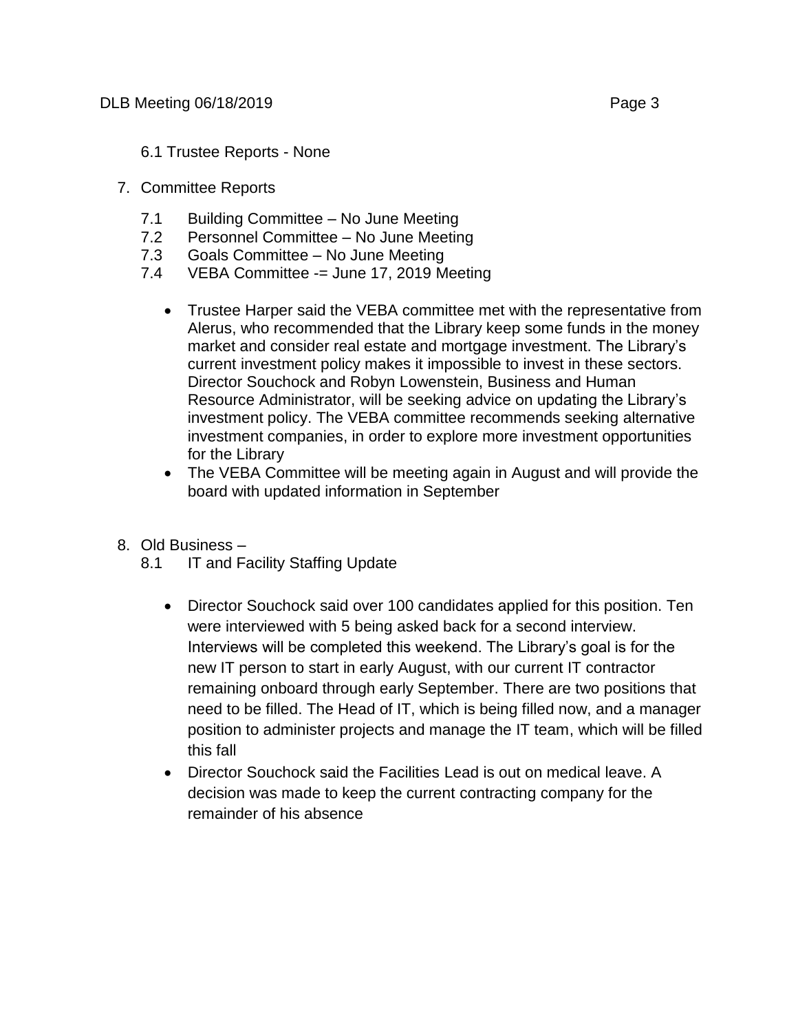6.1 Trustee Reports - None

7. Committee Reports

   7.1 Building Committee – No June Meeting
   7.2 Personnel Committee – No June Meeting
   7.3 Goals Committee – No June Meeting
   7.4 VEBA Committee -= June 17, 2019 Meeting

   - Trustee Harper said the VEBA committee met with the representative from Alerus, who recommended that the Library keep some funds in the money market and consider real estate and mortgage investment. The Library's current investment policy makes it impossible to invest in these sectors. Director Souchock and Robyn Lowenstein, Business and Human Resource Administrator, will be seeking advice on updating the Library's investment policy. The VEBA committee recommends seeking alternative investment companies, in order to explore more investment opportunities for the Library
   - The VEBA Committee will be meeting again in August and will provide the board with updated information in September

8. Old Business –

   8.1 IT and Facility Staffing Update

   - Director Souchock said over 100 candidates applied for this position. Ten were interviewed with 5 being asked back for a second interview. Interviews will be completed this weekend. The Library's goal is for the new IT person to start in early August, with our current IT contractor remaining onboard through early September. There are two positions that need to be filled. The Head of IT, which is being filled now, and a manager position to administer projects and manage the IT team, which will be filled this fall
   - Director Souchock said the Facilities Lead is out on medical leave. A decision was made to keep the current contracting company for the remainder of his absence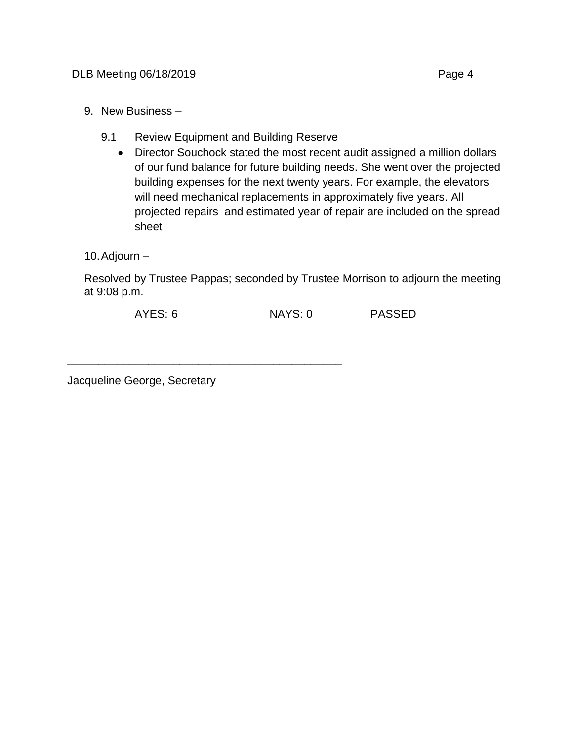9. New Business –

    9.1 Review Equipment and Building Reserve

    - Director Souchock stated the most recent audit assigned a million dollars of our fund balance for future building needs. She went over the projected building expenses for the next twenty years. For example, the elevators will need mechanical replacements in approximately five years. All projected repairs and estimated year of repair are included on the spread sheet

10. Adjourn –

Resolved by Trustee Pappas; seconded by Trustee Morrison to adjourn the meeting at 9:08 p.m.

AYES: 6 NAYS: 0 PASSED

\_\_\_\_\_\_\_\_\_\_\_\_\_\_\_\_\_\_\_\_\_\_\_\_\_\_\_\_\_\_\_\_\_\_\_\_\_\_\_\_\_\_\_\_

Jacqueline George, Secretary